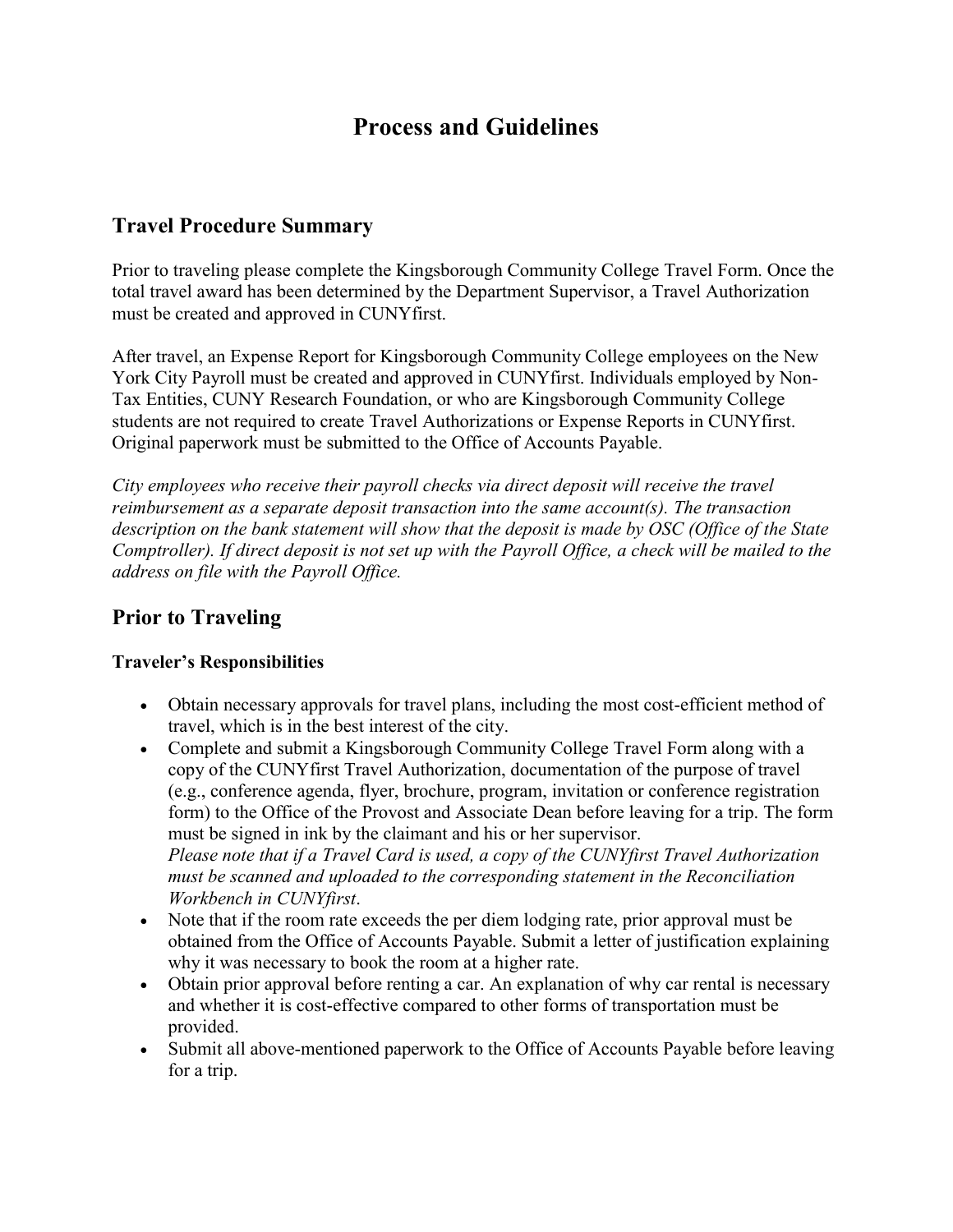# Process and Guidelines

## Travel Procedure Summary

Prior to traveling please complete the Kingsborough Community College Travel Form. Once the total travel award has been determined by the Department Supervisor, a Travel Authorization must be created and approved in CUNYfirst.

After travel, an Expense Report for Kingsborough Community College employees on the New York City Payroll must be created and approved in CUNYfirst. Individuals employed by Non-Tax Entities, CUNY Research Foundation, or who are Kingsborough Community College students are not required to create Travel Authorizations or Expense Reports in CUNYfirst. Original paperwork must be submitted to the Office of Accounts Payable.

*City employees who receive their payroll checks via direct deposit will receive the travel reimbursement as a separate deposit transaction into the same account(s). The transaction description on the bank statement will show that the deposit is made by OSC (Office of the State Comptroller). If direct deposit is not set up with the Payroll Office, a check will be mailed to the address on file with the Payroll Office.*

## Prior to Traveling

### Traveler's Responsibilities

- Obtain necessary approvals for travel plans, including the most cost-efficient method of travel, which is in the best interest of the city.
- Complete and submit a Kingsborough Community College Travel Form along with a copy of the CUNYfirst Travel Authorization, documentation of the purpose of travel (e.g., conference agenda, flyer, brochure, program, invitation or conference registration form) to the Office of the Provost and Associate Dean before leaving for a trip. The form must be signed in ink by the claimant and his or her supervisor.
  *Please note that if a Travel Card is used, a copy of the CUNYfirst Travel Authorization must be scanned and uploaded to the corresponding statement in the Reconciliation Workbench in CUNYfirst*.
- Note that if the room rate exceeds the per diem lodging rate, prior approval must be obtained from the Office of Accounts Payable. Submit a letter of justification explaining why it was necessary to book the room at a higher rate.
- Obtain prior approval before renting a car. An explanation of why car rental is necessary and whether it is cost-effective compared to other forms of transportation must be provided.
- Submit all above-mentioned paperwork to the Office of Accounts Payable before leaving for a trip.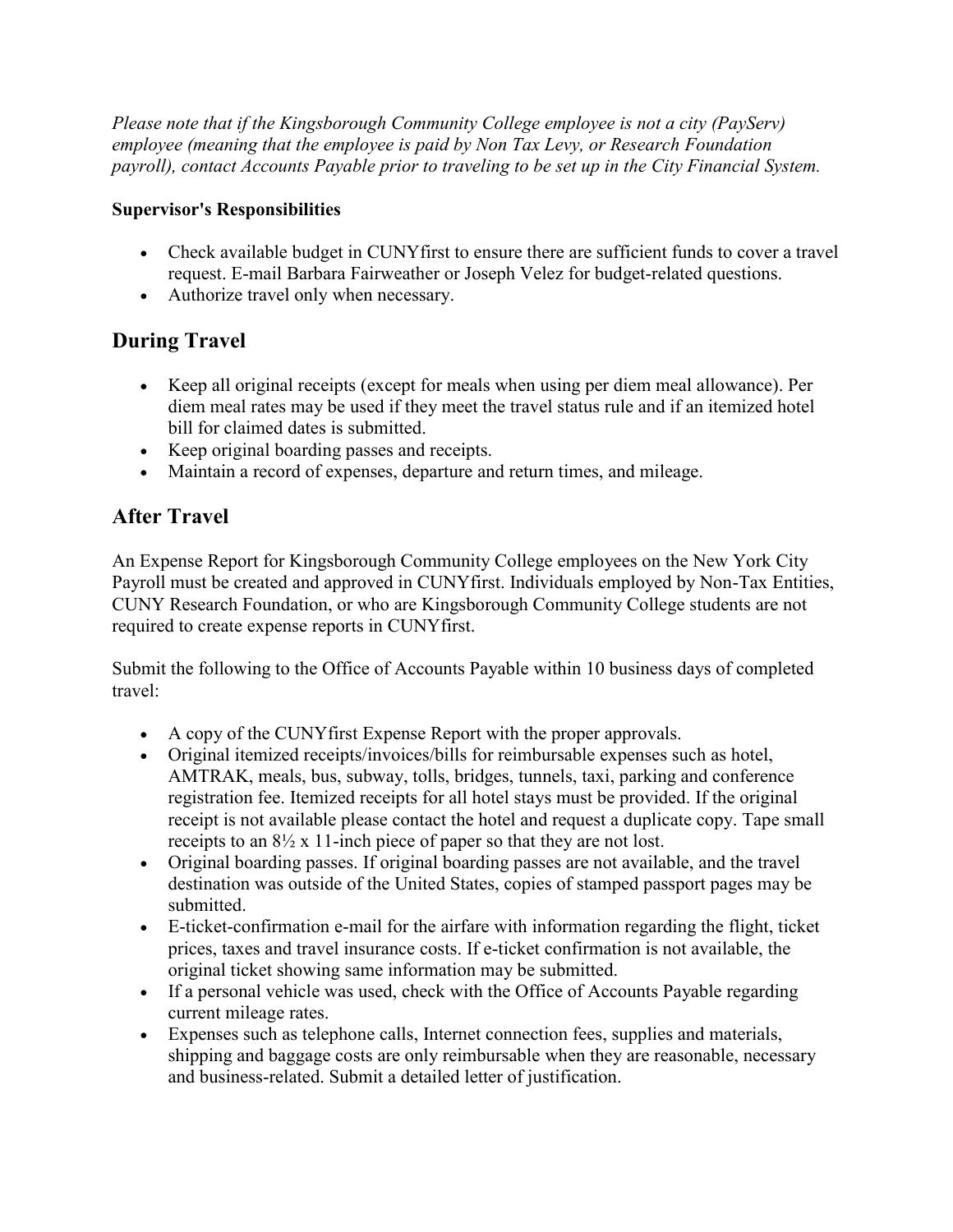*Please note that if the Kingsborough Community College employee is not a city (PayServ) employee (meaning that the employee is paid by Non Tax Levy, or Research Foundation payroll), contact Accounts Payable prior to traveling to be set up in the City Financial System.*

**Supervisor's Responsibilities**

- Check available budget in CUNYfirst to ensure there are sufficient funds to cover a travel request. E-mail Barbara Fairweather or Joseph Velez for budget-related questions.
- Authorize travel only when necessary.

## During Travel

- Keep all original receipts (except for meals when using per diem meal allowance). Per diem meal rates may be used if they meet the travel status rule and if an itemized hotel bill for claimed dates is submitted.
- Keep original boarding passes and receipts.
- Maintain a record of expenses, departure and return times, and mileage.

## After Travel

An Expense Report for Kingsborough Community College employees on the New York City Payroll must be created and approved in CUNYfirst. Individuals employed by Non-Tax Entities, CUNY Research Foundation, or who are Kingsborough Community College students are not required to create expense reports in CUNYfirst.

Submit the following to the Office of Accounts Payable within 10 business days of completed travel:

- A copy of the CUNYfirst Expense Report with the proper approvals.
- Original itemized receipts/invoices/bills for reimbursable expenses such as hotel, AMTRAK, meals, bus, subway, tolls, bridges, tunnels, taxi, parking and conference registration fee. Itemized receipts for all hotel stays must be provided. If the original receipt is not available please contact the hotel and request a duplicate copy. Tape small receipts to an 8½ x 11-inch piece of paper so that they are not lost.
- Original boarding passes. If original boarding passes are not available, and the travel destination was outside of the United States, copies of stamped passport pages may be submitted.
- E-ticket-confirmation e-mail for the airfare with information regarding the flight, ticket prices, taxes and travel insurance costs. If e-ticket confirmation is not available, the original ticket showing same information may be submitted.
- If a personal vehicle was used, check with the Office of Accounts Payable regarding current mileage rates.
- Expenses such as telephone calls, Internet connection fees, supplies and materials, shipping and baggage costs are only reimbursable when they are reasonable, necessary and business-related. Submit a detailed letter of justification.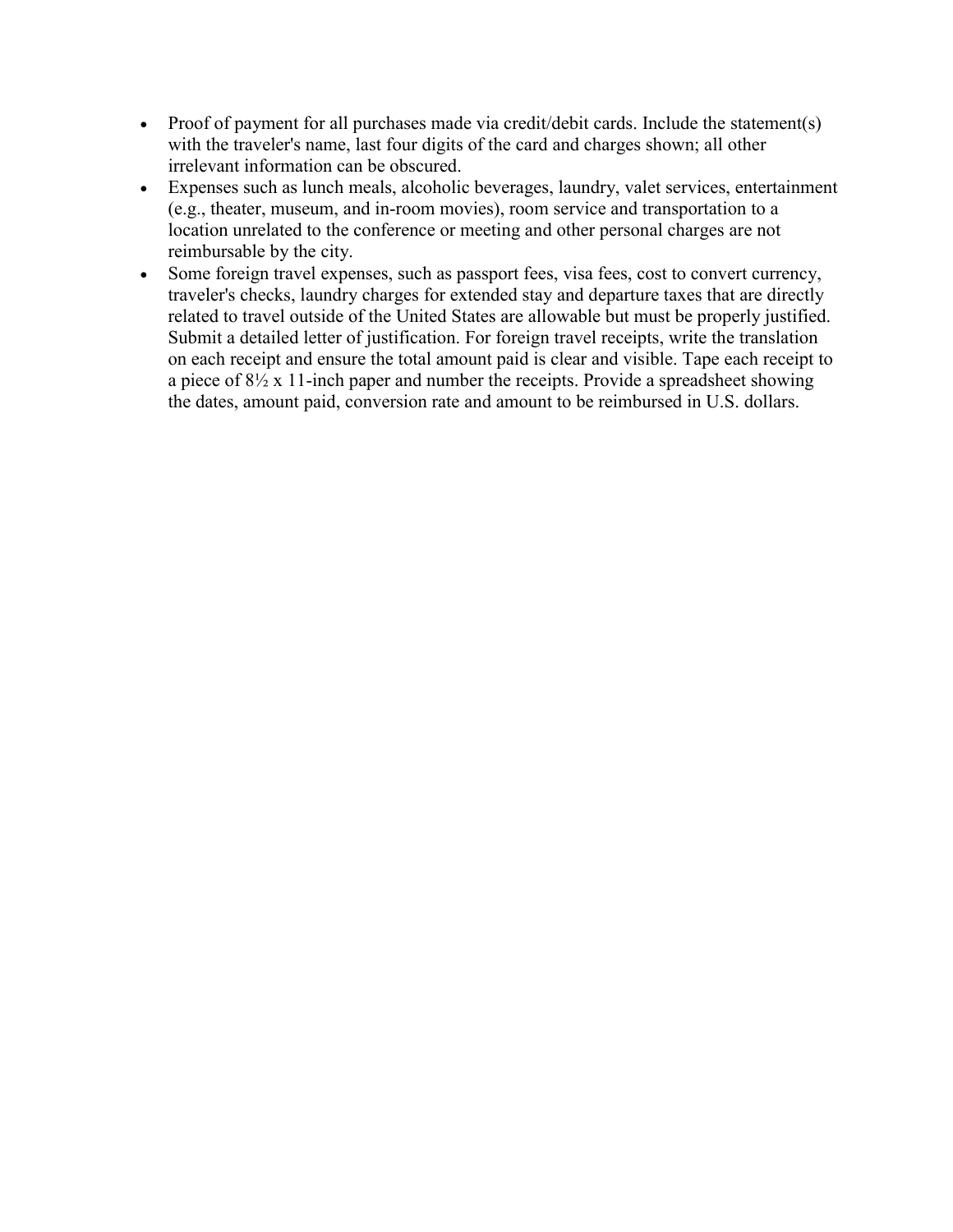- Proof of payment for all purchases made via credit/debit cards. Include the statement(s) with the traveler's name, last four digits of the card and charges shown; all other irrelevant information can be obscured.
- Expenses such as lunch meals, alcoholic beverages, laundry, valet services, entertainment (e.g., theater, museum, and in-room movies), room service and transportation to a location unrelated to the conference or meeting and other personal charges are not reimbursable by the city.
- Some foreign travel expenses, such as passport fees, visa fees, cost to convert currency, traveler's checks, laundry charges for extended stay and departure taxes that are directly related to travel outside of the United States are allowable but must be properly justified. Submit a detailed letter of justification. For foreign travel receipts, write the translation on each receipt and ensure the total amount paid is clear and visible. Tape each receipt to a piece of 8½ x 11-inch paper and number the receipts. Provide a spreadsheet showing the dates, amount paid, conversion rate and amount to be reimbursed in U.S. dollars.